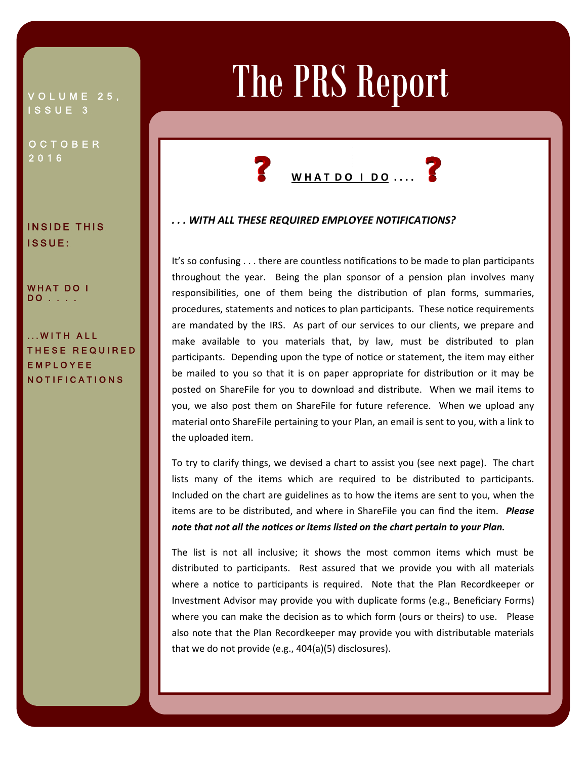# The PRS Report

VOLUME 25, ISSUE 3

OCTOBER 2016

**INSIDE THIS ISSUE:**

WHAT DO I DO . . . .

...WITH ALL THESE REQUIRED EMPLOYEE NOTIFICATIONS

## WHAT DO I DO . . . .

***. . . WITH ALL THESE REQUIRED EMPLOYEE NOTIFICATIONS?***

It's so confusing . . . there are countless notifications to be made to plan participants throughout the year. Being the plan sponsor of a pension plan involves many responsibilities, one of them being the distribution of plan forms, summaries, procedures, statements and notices to plan participants. These notice requirements are mandated by the IRS. As part of our services to our clients, we prepare and make available to you materials that, by law, must be distributed to plan participants. Depending upon the type of notice or statement, the item may either be mailed to you so that it is on paper appropriate for distribution or it may be posted on ShareFile for you to download and distribute. When we mail items to you, we also post them on ShareFile for future reference. When we upload any material onto ShareFile pertaining to your Plan, an email is sent to you, with a link to the uploaded item.

To try to clarify things, we devised a chart to assist you (see next page). The chart lists many of the items which are required to be distributed to participants. Included on the chart are guidelines as to how the items are sent to you, when the items are to be distributed, and where in ShareFile you can find the item. ***Please note that not all the notices or items listed on the chart pertain to your Plan.***

The list is not all inclusive; it shows the most common items which must be distributed to participants. Rest assured that we provide you with all materials where a notice to participants is required. Note that the Plan Recordkeeper or Investment Advisor may provide you with duplicate forms (e.g., Beneficiary Forms) where you can make the decision as to which form (ours or theirs) to use. Please also note that the Plan Recordkeeper may provide you with distributable materials that we do not provide (e.g., 404(a)(5) disclosures).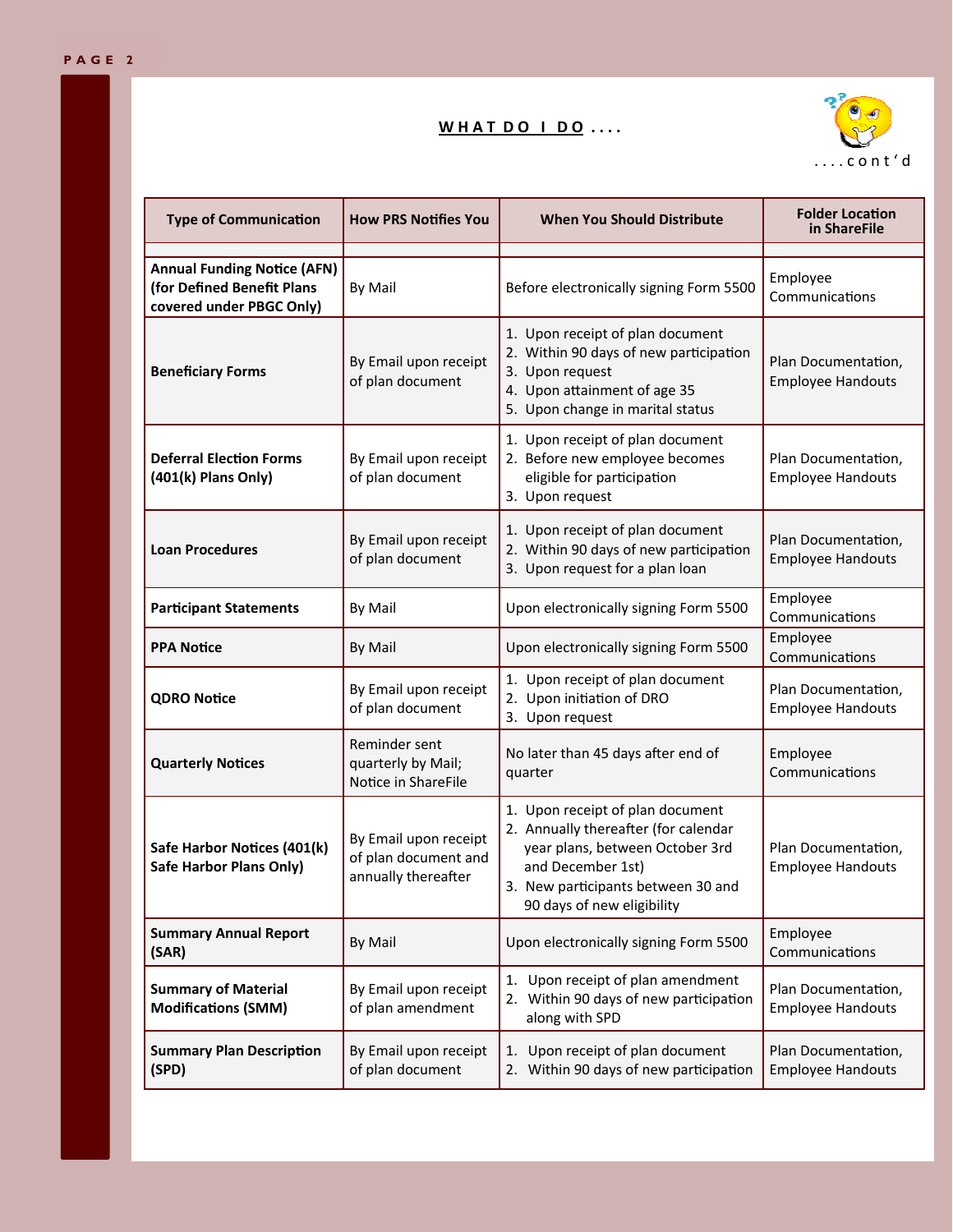## WHAT DO I DO ....

....cont'd

| Type of Communication | How PRS Notifies You | When You Should Distribute | Folder Location in ShareFile |
|---|---|---|---|
| **Annual Funding Notice (AFN) (for Defined Benefit Plans covered under PBGC Only)** | By Mail | Before electronically signing Form 5500 | Employee Communications |
| **Beneficiary Forms** | By Email upon receipt of plan document | 1. Upon receipt of plan document<br>2. Within 90 days of new participation<br>3. Upon request<br>4. Upon attainment of age 35<br>5. Upon change in marital status | Plan Documentation, Employee Handouts |
| **Deferral Election Forms (401(k) Plans Only)** | By Email upon receipt of plan document | 1. Upon receipt of plan document<br>2. Before new employee becomes eligible for participation<br>3. Upon request | Plan Documentation, Employee Handouts |
| **Loan Procedures** | By Email upon receipt of plan document | 1. Upon receipt of plan document<br>2. Within 90 days of new participation<br>3. Upon request for a plan loan | Plan Documentation, Employee Handouts |
| **Participant Statements** | By Mail | Upon electronically signing Form 5500 | Employee Communications |
| **PPA Notice** | By Mail | Upon electronically signing Form 5500 | Employee Communications |
| **QDRO Notice** | By Email upon receipt of plan document | 1. Upon receipt of plan document<br>2. Upon initiation of DRO<br>3. Upon request | Plan Documentation, Employee Handouts |
| **Quarterly Notices** | Reminder sent quarterly by Mail; Notice in ShareFile | No later than 45 days after end of quarter | Employee Communications |
| **Safe Harbor Notices (401(k) Safe Harbor Plans Only)** | By Email upon receipt of plan document and annually thereafter | 1. Upon receipt of plan document<br>2. Annually thereafter (for calendar year plans, between October 3rd and December 1st)<br>3. New participants between 30 and 90 days of new eligibility | Plan Documentation, Employee Handouts |
| **Summary Annual Report (SAR)** | By Mail | Upon electronically signing Form 5500 | Employee Communications |
| **Summary of Material Modifications (SMM)** | By Email upon receipt of plan amendment | 1. Upon receipt of plan amendment<br>2. Within 90 days of new participation along with SPD | Plan Documentation, Employee Handouts |
| **Summary Plan Description (SPD)** | By Email upon receipt of plan document | 1. Upon receipt of plan document<br>2. Within 90 days of new participation | Plan Documentation, Employee Handouts |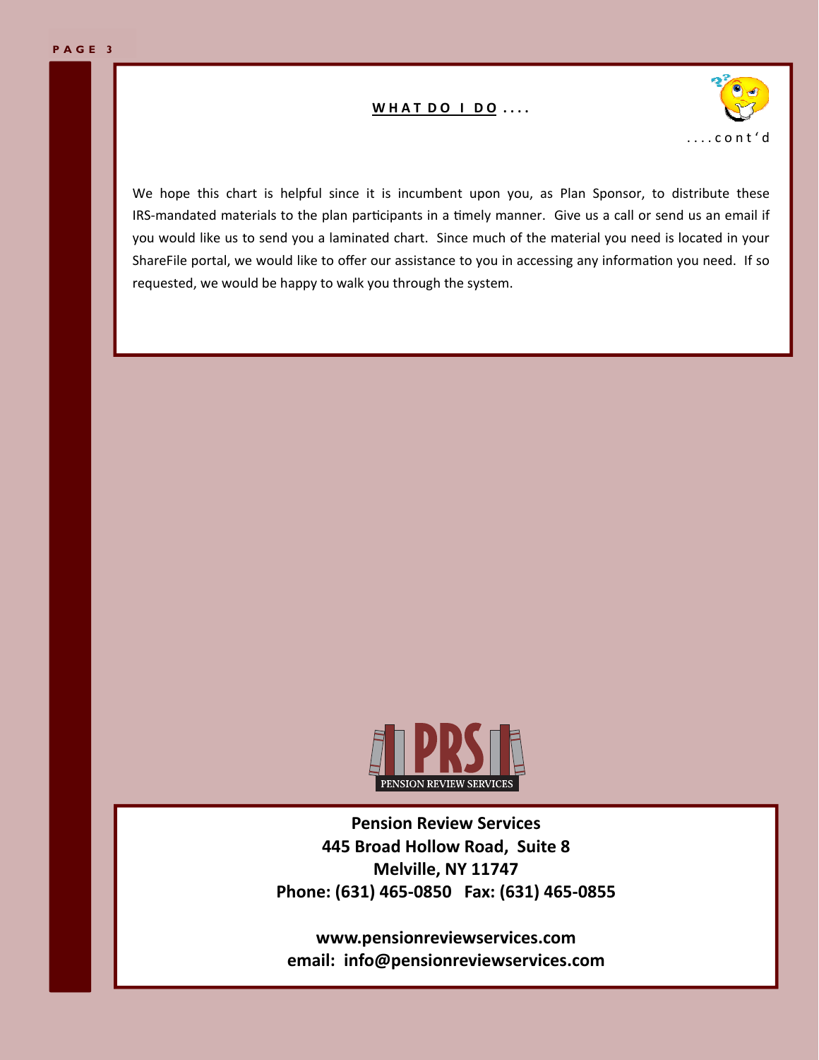## WHAT DO I DO ....

....cont'd

We hope this chart is helpful since it is incumbent upon you, as Plan Sponsor, to distribute these IRS-mandated materials to the plan participants in a timely manner. Give us a call or send us an email if you would like us to send you a laminated chart. Since much of the material you need is located in your ShareFile portal, we would like to offer our assistance to you in accessing any information you need. If so requested, we would be happy to walk you through the system.

PRS
PENSION REVIEW SERVICES

**Pension Review Services**
**445 Broad Hollow Road, Suite 8**
**Melville, NY 11747**
**Phone: (631) 465-0850 Fax: (631) 465-0855**

**www.pensionreviewservices.com**
**email: info@pensionreviewservices.com**